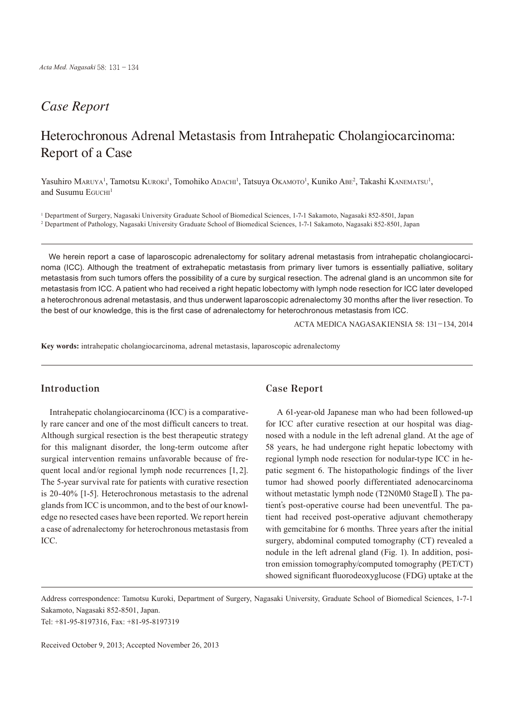*Case Report*

# Heterochronous Adrenal Metastasis from Intrahepatic Cholangiocarcinoma: Report of a Case

Yasuhiro Maruya[1], Tamotsu Kuroki[1], Tomohiko Adachi[1], Tatsuya Okamoto[1], Kuniko Abe[2], Takashi Kanematsu[1], and Susumu Eguchi[1]

[1] Department of Surgery, Nagasaki University Graduate School of Biomedical Sciences, 1-7-1 Sakamoto, Nagasaki 852-8501, Japan
[2] Department of Pathology, Nagasaki University Graduate School of Biomedical Sciences, 1-7-1 Sakamoto, Nagasaki 852-8501, Japan

We herein report a case of laparoscopic adrenalectomy for solitary adrenal metastasis from intrahepatic cholangiocarcinoma (ICC). Although the treatment of extrahepatic metastasis from primary liver tumors is essentially palliative, solitary metastasis from such tumors offers the possibility of a cure by surgical resection. The adrenal gland is an uncommon site for metastasis from ICC. A patient who had received a right hepatic lobectomy with lymph node resection for ICC later developed a heterochronous adrenal metastasis, and thus underwent laparoscopic adrenalectomy 30 months after the liver resection. To the best of our knowledge, this is the first case of adrenalectomy for heterochronous metastasis from ICC.

ACTA MEDICA NAGASAKIENSIA 58: 131−134, 2014

**Key words:** intrahepatic cholangiocarcinoma, adrenal metastasis, laparoscopic adrenalectomy

## Introduction

Intrahepatic cholangiocarcinoma (ICC) is a comparatively rare cancer and one of the most difficult cancers to treat. Although surgical resection is the best therapeutic strategy for this malignant disorder, the long-term outcome after surgical intervention remains unfavorable because of frequent local and/or regional lymph node recurrences [1, 2]. The 5-year survival rate for patients with curative resection is 20-40% [1-5]. Heterochronous metastasis to the adrenal glands from ICC is uncommon, and to the best of our knowledge no resected cases have been reported. We report herein a case of adrenalectomy for heterochronous metastasis from ICC.

## Case Report

A 61-year-old Japanese man who had been followed-up for ICC after curative resection at our hospital was diagnosed with a nodule in the left adrenal gland. At the age of 58 years, he had undergone right hepatic lobectomy with regional lymph node resection for nodular-type ICC in hepatic segment 6. The histopathologic findings of the liver tumor had showed poorly differentiated adenocarcinoma without metastatic lymph node (T2N0M0 StageⅡ). The patient's post-operative course had been uneventful. The patient had received post-operative adjuvant chemotherapy with gemcitabine for 6 months. Three years after the initial surgery, abdominal computed tomography (CT) revealed a nodule in the left adrenal gland (Fig. 1). In addition, positron emission tomography/computed tomography (PET/CT) showed significant fluorodeoxyglucose (FDG) uptake at the

Address correspondence: Tamotsu Kuroki, Department of Surgery, Nagasaki University, Graduate School of Biomedical Sciences, 1-7-1 Sakamoto, Nagasaki 852-8501, Japan.
Tel: +81-95-8197316, Fax: +81-95-8197319

Received October 9, 2013; Accepted November 26, 2013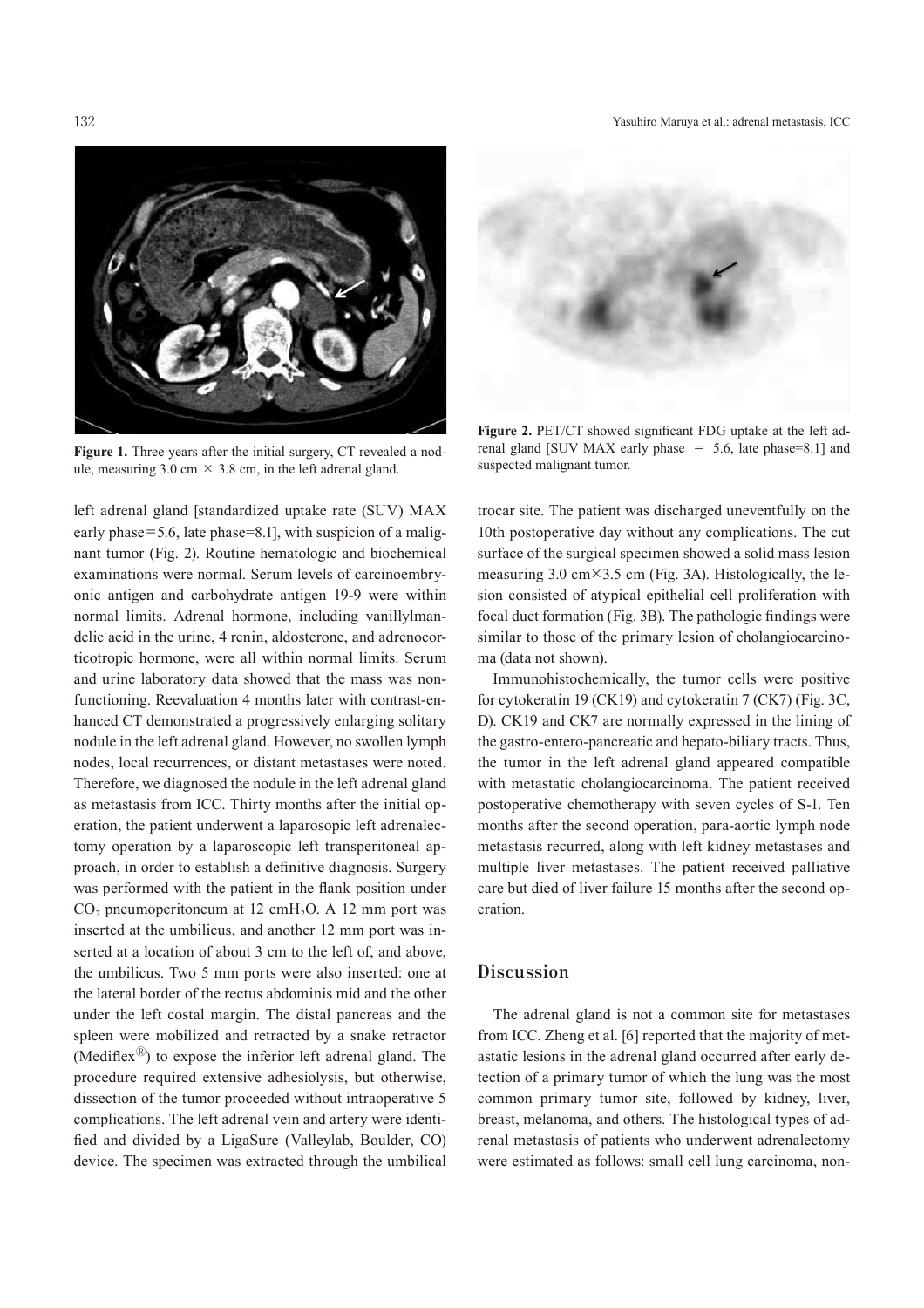Figure 1. Three years after the initial surgery, CT revealed a nodule, measuring 3.0 cm × 3.8 cm, in the left adrenal gland.

Figure 2. PET/CT showed significant FDG uptake at the left adrenal gland [SUV MAX early phase = 5.6, late phase=8.1] and suspected malignant tumor.

left adrenal gland [standardized uptake rate (SUV) MAX early phase=5.6, late phase=8.1], with suspicion of a malignant tumor (Fig. 2). Routine hematologic and biochemical examinations were normal. Serum levels of carcinoembryonic antigen and carbohydrate antigen 19-9 were within normal limits. Adrenal hormone, including vanillylmandelic acid in the urine, 4 renin, aldosterone, and adrenocorticotropic hormone, were all within normal limits. Serum and urine laboratory data showed that the mass was nonfunctioning. Reevaluation 4 months later with contrast-enhanced CT demonstrated a progressively enlarging solitary nodule in the left adrenal gland. However, no swollen lymph nodes, local recurrences, or distant metastases were noted. Therefore, we diagnosed the nodule in the left adrenal gland as metastasis from ICC. Thirty months after the initial operation, the patient underwent a laparosopic left adrenalectomy operation by a laparoscopic left transperitoneal approach, in order to establish a definitive diagnosis. Surgery was performed with the patient in the flank position under $CO_2$ pneumoperitoneum at 12 cm$H_2O$. A 12 mm port was inserted at the umbilicus, and another 12 mm port was inserted at a location of about 3 cm to the left of, and above, the umbilicus. Two 5 mm ports were also inserted: one at the lateral border of the rectus abdominis mid and the other under the left costal margin. The distal pancreas and the spleen were mobilized and retracted by a snake retractor (Mediflex®) to expose the inferior left adrenal gland. The procedure required extensive adhesiolysis, but otherwise, dissection of the tumor proceeded without intraoperative 5 complications. The left adrenal vein and artery were identified and divided by a LigaSure (Valleylab, Boulder, CO) device. The specimen was extracted through the umbilical trocar site. The patient was discharged uneventfully on the 10th postoperative day without any complications. The cut surface of the surgical specimen showed a solid mass lesion measuring 3.0 cm×3.5 cm (Fig. 3A). Histologically, the lesion consisted of atypical epithelial cell proliferation with focal duct formation (Fig. 3B). The pathologic findings were similar to those of the primary lesion of cholangiocarcinoma (data not shown).

Immunohistochemically, the tumor cells were positive for cytokeratin 19 (CK19) and cytokeratin 7 (CK7) (Fig. 3C, D). CK19 and CK7 are normally expressed in the lining of the gastro-entero-pancreatic and hepato-biliary tracts. Thus, the tumor in the left adrenal gland appeared compatible with metastatic cholangiocarcinoma. The patient received postoperative chemotherapy with seven cycles of S-1. Ten months after the second operation, para-aortic lymph node metastasis recurred, along with left kidney metastases and multiple liver metastases. The patient received palliative care but died of liver failure 15 months after the second operation.

## Discussion

The adrenal gland is not a common site for metastases from ICC. Zheng et al. [6] reported that the majority of metastatic lesions in the adrenal gland occurred after early detection of a primary tumor of which the lung was the most common primary tumor site, followed by kidney, liver, breast, melanoma, and others. The histological types of adrenal metastasis of patients who underwent adrenalectomy were estimated as follows: small cell lung carcinoma, non-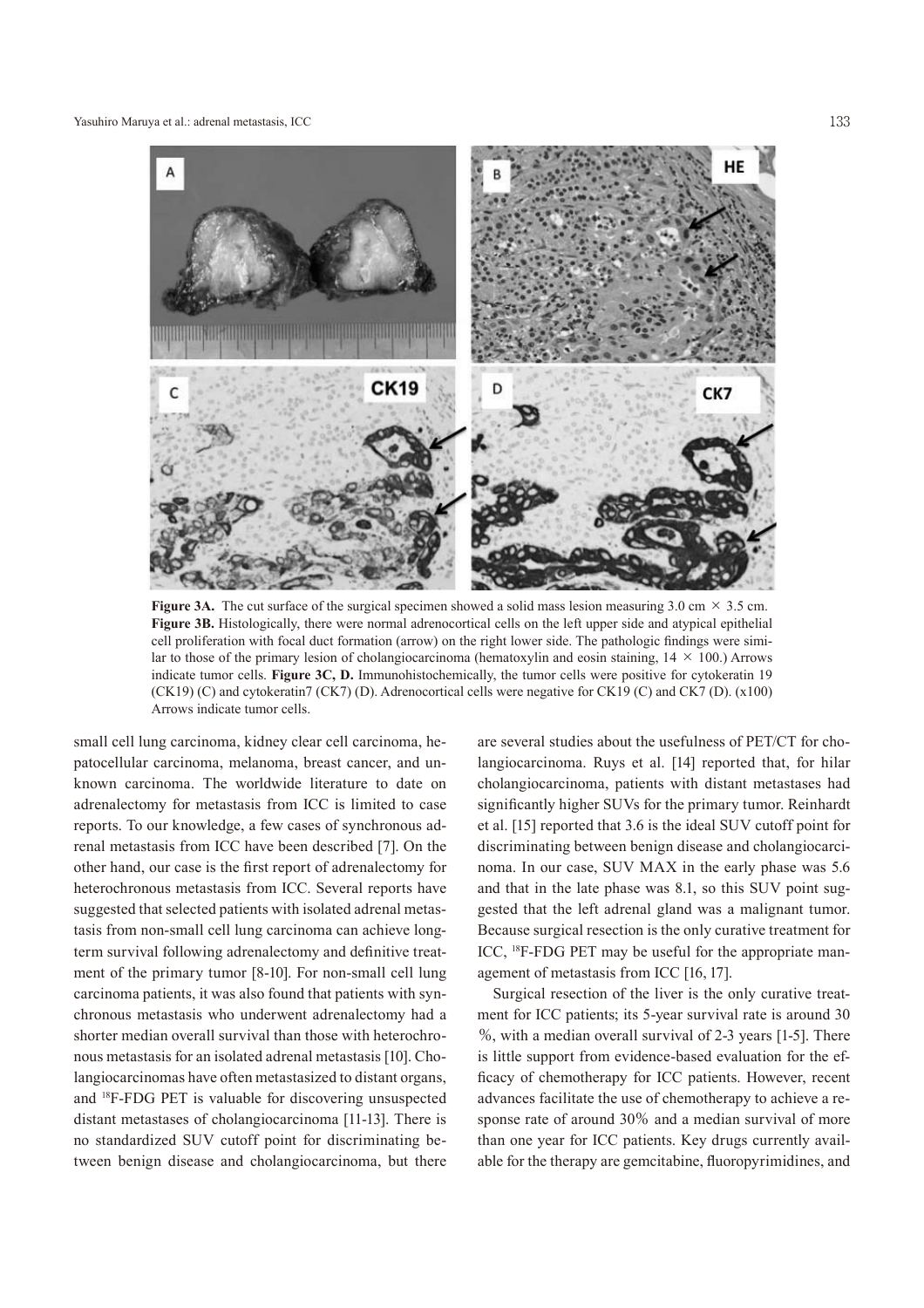**Figure 3A.** The cut surface of the surgical specimen showed a solid mass lesion measuring 3.0 cm × 3.5 cm. **Figure 3B.** Histologically, there were normal adrenocortical cells on the left upper side and atypical epithelial cell proliferation with focal duct formation (arrow) on the right lower side. The pathologic findings were similar to those of the primary lesion of cholangiocarcinoma (hematoxylin and eosin staining, 14 × 100.) Arrows indicate tumor cells. **Figure 3C, D.** Immunohistochemically, the tumor cells were positive for cytokeratin 19 (CK19) (C) and cytokeratin7 (CK7) (D). Adrenocortical cells were negative for CK19 (C) and CK7 (D). (x100) Arrows indicate tumor cells.

small cell lung carcinoma, kidney clear cell carcinoma, hepatocellular carcinoma, melanoma, breast cancer, and unknown carcinoma. The worldwide literature to date on adrenalectomy for metastasis from ICC is limited to case reports. To our knowledge, a few cases of synchronous adrenal metastasis from ICC have been described [7]. On the other hand, our case is the first report of adrenalectomy for heterochronous metastasis from ICC. Several reports have suggested that selected patients with isolated adrenal metastasis from non-small cell lung carcinoma can achieve long-term survival following adrenalectomy and definitive treatment of the primary tumor [8-10]. For non-small cell lung carcinoma patients, it was also found that patients with synchronous metastasis who underwent adrenalectomy had a shorter median overall survival than those with heterochronous metastasis for an isolated adrenal metastasis [10]. Cholangiocarcinomas have often metastasized to distant organs, and $^{18}$F-FDG PET is valuable for discovering unsuspected distant metastases of cholangiocarcinoma [11-13]. There is no standardized SUV cutoff point for discriminating between benign disease and cholangiocarcinoma, but there are several studies about the usefulness of PET/CT for cholangiocarcinoma. Ruys et al. [14] reported that, for hilar cholangiocarcinoma, patients with distant metastases had significantly higher SUVs for the primary tumor. Reinhardt et al. [15] reported that 3.6 is the ideal SUV cutoff point for discriminating between benign disease and cholangiocarcinoma. In our case, SUV MAX in the early phase was 5.6 and that in the late phase was 8.1, so this SUV point suggested that the left adrenal gland was a malignant tumor. Because surgical resection is the only curative treatment for ICC, $^{18}$F-FDG PET may be useful for the appropriate management of metastasis from ICC [16, 17].

Surgical resection of the liver is the only curative treatment for ICC patients; its 5-year survival rate is around 30 %, with a median overall survival of 2-3 years [1-5]. There is little support from evidence-based evaluation for the efficacy of chemotherapy for ICC patients. However, recent advances facilitate the use of chemotherapy to achieve a response rate of around 30% and a median survival of more than one year for ICC patients. Key drugs currently available for the therapy are gemcitabine, fluoropyrimidines, and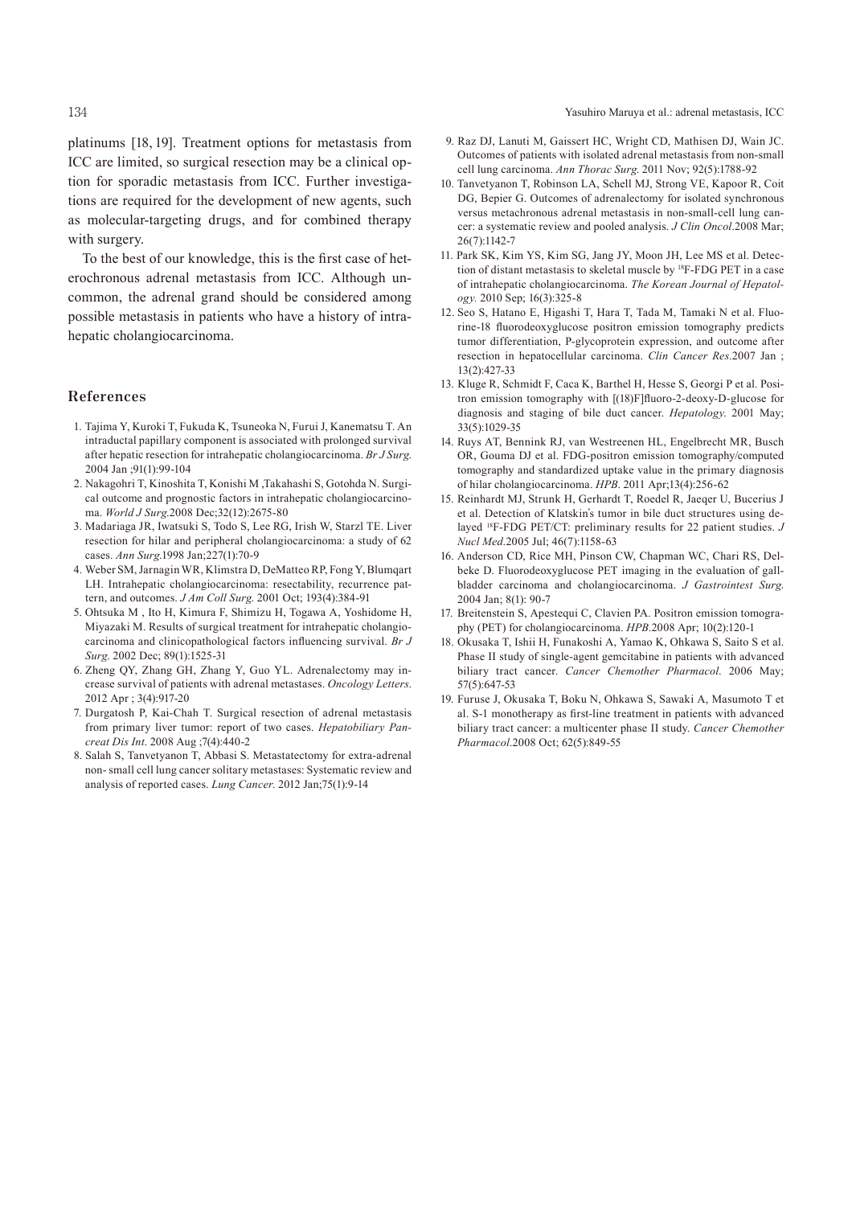platinums [18, 19]. Treatment options for metastasis from ICC are limited, so surgical resection may be a clinical option for sporadic metastasis from ICC. Further investigations are required for the development of new agents, such as molecular-targeting drugs, and for combined therapy with surgery.

To the best of our knowledge, this is the first case of heterochronous adrenal metastasis from ICC. Although uncommon, the adrenal grand should be considered among possible metastasis in patients who have a history of intrahepatic cholangiocarcinoma.

## References

1. Tajima Y, Kuroki T, Fukuda K, Tsuneoka N, Furui J, Kanematsu T. An intraductal papillary component is associated with prolonged survival after hepatic resection for intrahepatic cholangiocarcinoma. *Br J Surg.* 2004 Jan ;91(1):99-104
2. Nakagohri T, Kinoshita T, Konishi M ,Takahashi S, Gotohda N. Surgical outcome and prognostic factors in intrahepatic cholangiocarcinoma. *World J Surg*.2008 Dec;32(12):2675-80
3. Madariaga JR, Iwatsuki S, Todo S, Lee RG, Irish W, Starzl TE. Liver resection for hilar and peripheral cholangiocarcinoma: a study of 62 cases. *Ann Surg*.1998 Jan;227(1):70-9
4. Weber SM, Jarnagin WR, Klimstra D, DeMatteo RP, Fong Y, Blumqart LH. Intrahepatic cholangiocarcinoma: resectability, recurrence pattern, and outcomes. *J Am Coll Surg.* 2001 Oct; 193(4):384-91
5. Ohtsuka M , Ito H, Kimura F, Shimizu H, Togawa A, Yoshidome H, Miyazaki M. Results of surgical treatment for intrahepatic cholangiocarcinoma and clinicopathological factors influencing survival. *Br J Surg.* 2002 Dec; 89(1):1525-31
6. Zheng QY, Zhang GH, Zhang Y, Guo YL. Adrenalectomy may increase survival of patients with adrenal metastases. *Oncology Letters*. 2012 Apr ; 3(4):917-20
7. Durgatosh P, Kai-Chah T. Surgical resection of adrenal metastasis from primary liver tumor: report of two cases. *Hepatobiliary Pancreat Dis Int*. 2008 Aug ;7(4):440-2
8. Salah S, Tanvetyanon T, Abbasi S. Metastatectomy for extra-adrenal non- small cell lung cancer solitary metastases: Systematic review and analysis of reported cases. *Lung Cancer.* 2012 Jan;75(1):9-14
9. Raz DJ, Lanuti M, Gaissert HC, Wright CD, Mathisen DJ, Wain JC. Outcomes of patients with isolated adrenal metastasis from non-small cell lung carcinoma. *Ann Thorac Surg.* 2011 Nov; 92(5):1788-92
10. Tanvetyanon T, Robinson LA, Schell MJ, Strong VE, Kapoor R, Coit DG, Bepier G. Outcomes of adrenalectomy for isolated synchronous versus metachronous adrenal metastasis in non-small-cell lung cancer: a systematic review and pooled analysis. *J Clin Oncol*.2008 Mar; 26(7):1142-7
11. Park SK, Kim YS, Kim SG, Jang JY, Moon JH, Lee MS et al. Detection of distant metastasis to skeletal muscle by $^{18}$F-FDG PET in a case of intrahepatic cholangiocarcinoma. *The Korean Journal of Hepatology.* 2010 Sep; 16(3):325-8
12. Seo S, Hatano E, Higashi T, Hara T, Tada M, Tamaki N et al. Fluorine-18 fluorodeoxyglucose positron emission tomography predicts tumor differentiation, P-glycoprotein expression, and outcome after resection in hepatocellular carcinoma. *Clin Cancer Res*.2007 Jan ; 13(2):427-33
13. Kluge R, Schmidt F, Caca K, Barthel H, Hesse S, Georgi P et al. Positron emission tomography with [(18)F]fluoro-2-deoxy-D-glucose for diagnosis and staging of bile duct cancer. *Hepatology.* 2001 May; 33(5):1029-35
14. Ruys AT, Bennink RJ, van Westreenen HL, Engelbrecht MR, Busch OR, Gouma DJ et al. FDG-positron emission tomography/computed tomography and standardized uptake value in the primary diagnosis of hilar cholangiocarcinoma. *HPB*. 2011 Apr;13(4):256-62
15. Reinhardt MJ, Strunk H, Gerhardt T, Roedel R, Jaeqer U, Bucerius J et al. Detection of Klatskin's tumor in bile duct structures using delayed $^{18}$F-FDG PET/CT: preliminary results for 22 patient studies. *J Nucl Med*.2005 Jul; 46(7):1158-63
16. Anderson CD, Rice MH, Pinson CW, Chapman WC, Chari RS, Delbeke D. Fluorodeoxyglucose PET imaging in the evaluation of gallbladder carcinoma and cholangiocarcinoma. *J Gastrointest Surg.* 2004 Jan; 8(1): 90-7
17. Breitenstein S, Apestequi C, Clavien PA. Positron emission tomography (PET) for cholangiocarcinoma. *HPB*.2008 Apr; 10(2):120-1
18. Okusaka T, Ishii H, Funakoshi A, Yamao K, Ohkawa S, Saito S et al. Phase II study of single-agent gemcitabine in patients with advanced biliary tract cancer. *Cancer Chemother Pharmacol*. 2006 May; 57(5):647-53
19. Furuse J, Okusaka T, Boku N, Ohkawa S, Sawaki A, Masumoto T et al. S-1 monotherapy as first-line treatment in patients with advanced biliary tract cancer: a multicenter phase II study. *Cancer Chemother Pharmacol*.2008 Oct; 62(5):849-55